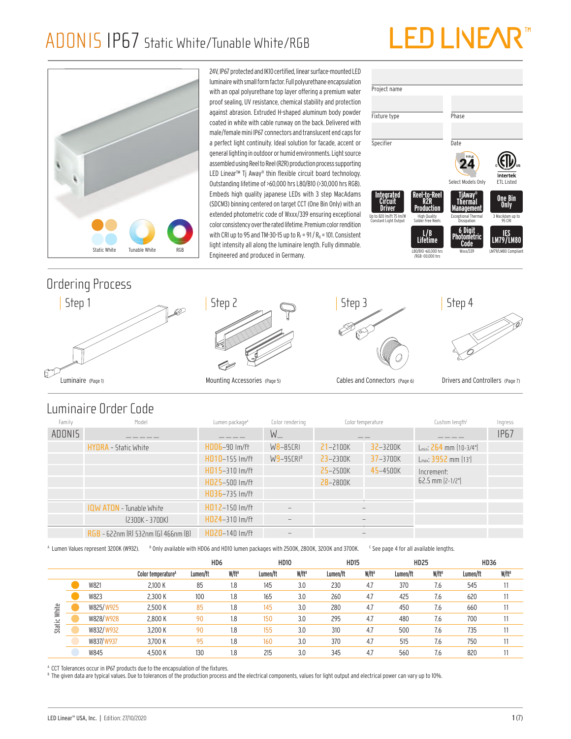# ADONIS IP67 Static White/Tunable White/RGB

LED LINEAR™

Static White | Tunable White | RGB

24V, IP67 protected and IK10 certified, linear surface-mounted LED luminaire with small form factor. Full polyurethane encapsulation with an opal polyurethane top layer offering a premium water proof sealing, UV resistance, chemical stability and protection against abrasion. Extruded H-shaped aluminum body powder coated in white with cable runway on the back. Delivered with male/female mini IP67 connectors and translucent end caps for a perfect light continuity. Ideal solution for facade, accent or general lighting in outdoor or humid environments. Light source assembled using Reel to Reel (R2R) production process supporting LED Linear™ Tj Away® thin flexible circuit board technology. Outstanding lifetime of >60,000 hrs L80/B10 (>30,000 hrs RGB). Embeds high quality japanese LEDs with 3 step MacAdams (SDCM3) binning centered on target CCT (One Bin Only) with an extended photometric code of Wxxx/339 ensuring exceptional color consistency over the rated lifetime. Premium color rendition with CRI up to 95 and TM-30-15 up to $R_f$ = 91 / $R_g$ = 101. Consistent light intensity all along the luminaire length. Fully dimmable. Engineered and produced in Germany.

Project name

Fixture type | Phase

Specifier | Date

Title 24 – Select Models Only

ETL Listed (Intertek)

- **Integrated Circuit Driver** – Up to 820 lm/ft 75 lm/W Constant Light Output
- **Reel-to-Reel R2R Production** – High Quality Solder Free Reels
- **TjAway® Thermal Management** – Exceptional Thermal Dissipation
- **One Bin Only** – 3 MacAdam up to 95 CRI
- **L/B Lifetime** – L80/B10 >60,000 hrs /RGB >30,000 hrs
- **6 Digit Photometric Code** – Wxxx/339
- **IES LM79/LM80** – LM79/LM80 Compliant

## Ordering Process

- Step 1 – Luminaire (Page 1)
- Step 2 – Mounting Accessories (Page 5)
- Step 3 – Cables and Connectors (Page 6)
- Step 4 – Drivers and Controllers (Page 7)

## Luminaire Order Code

| Family | Model | Lumen package[A] | Color rendering | Color temperature | | Custom length[C] | Ingress |
|---|---|---|---|---|---|---|---|
| ADONIS | _ _ _ _ _ | _ _ _ _ | W_ | _ _ | | _ _ _ _ | IP67 |
| | HYDRA - Static White | HD06–90 lm/ft | W8–85CRI | 21–2100K | 32–3200K | $L_{min}$: 264 mm (10-3/4") | |
| | | HD10–155 lm/ft | W9–95CRI[B] | 23–2300K | 37–3700K | $L_{max}$: 3952 mm (13') | |
| | | HD15–310 lm/ft | | 25–2500K | 45–4500K | Increment: 62.5 mm (2-1/2") | |
| | | HD25–500 lm/ft | | 28–2800K | | | |
| | | HD36–735 lm/ft | | | | | |
| | IQW ATON - Tunable White (2300K - 3700K) | HD12–150 lm/ft | – | – | | | |
| | | HD24–310 lm/ft | – | – | | | |
| | RGB - 622nm (R) 532nm (G) 466nm (B) | HD20–140 lm/ft | – | – | | | |

[A] Lumen Values represent 3200K (W932). [B] Only available with HD06 and HD10 lumen packages with 2500K, 2800K, 3200K and 3700K. [C] See page 4 for all available lengths.

| | | Color temperature[A] | HD6 Lumen/ft | HD6 W/ft[B] | HD10 Lumen/ft | HD10 W/ft[B] | HD15 Lumen/ft | HD15 W/ft[B] | HD25 Lumen/ft | HD25 W/ft[B] | HD36 Lumen/ft | HD36 W/ft[B] |
|---|---|---|---|---|---|---|---|---|---|---|---|---|
| Static White | W821 | 2,100 K | 85 | 1.8 | 145 | 3.0 | 230 | 4.7 | 370 | 7.6 | 545 | 11 |
| | W823 | 2,300 K | 100 | 1.8 | 165 | 3.0 | 260 | 4.7 | 425 | 7.6 | 620 | 11 |
| | W825/W925 | 2,500 K | 85 | 1.8 | 145 | 3.0 | 280 | 4.7 | 450 | 7.6 | 660 | 11 |
| | W828/W928 | 2,800 K | 90 | 1.8 | 150 | 3.0 | 295 | 4.7 | 480 | 7.6 | 700 | 11 |
| | W832/W932 | 3,200 K | 90 | 1.8 | 155 | 3.0 | 310 | 4.7 | 500 | 7.6 | 735 | 11 |
| | W837/W937 | 3,700 K | 95 | 1.8 | 160 | 3.0 | 370 | 4.7 | 515 | 7.6 | 750 | 11 |
| | W845 | 4,500 K | 130 | 1.8 | 215 | 3.0 | 345 | 4.7 | 560 | 7.6 | 820 | 11 |

[A] CCT Tolerances occur in IP67 products due to the encapsulation of the fixtures.
[B] The given data are typical values. Due to tolerances of the production process and the electrical components, values for light output and electrical power can vary up to 10%.

LED Linear™ USA, Inc. | Edition: 27/10/2020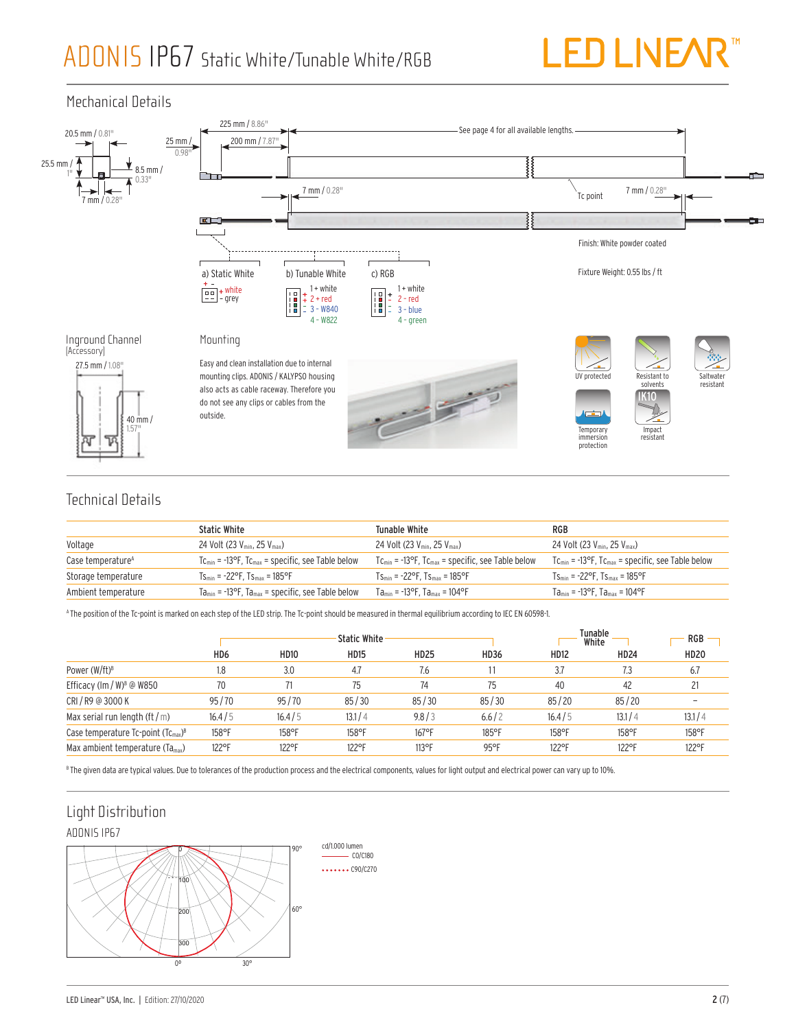# ADONIS IP67 Static White/Tunable White/RGB

## Mechanical Details

20.5 mm / 0.81"
25.5 mm / 1"
8.5 mm / 0.33"
7 mm / 0.28"
25 mm / 0.98"
225 mm / 8.86"
200 mm / 7.87"
See page 4 for all available lengths.
7 mm / 0.28"
Tc point
7 mm / 0.28"

a) Static White
+ white
- grey

b) Tunable White
1 + white
2 + red
3 - W840
4 - W822

c) RGB
1 + white
2 - red
3 - blue
4 - green

Finish: White powder coated

Fixture Weight: 0.55 lbs / ft

Inground Channel
(Accessory)

27.5 mm / 1.08"
40 mm / 1.57"

### Mounting

Easy and clean installation due to internal mounting clips. ADONIS / KALYPSO housing also acts as cable raceway. Therefore you do not see any clips or cables from the outside.

UV protected
Resistant to solvents
Saltwater resistant
Temporary immersion protection
IK10
Impact resistant

## Technical Details

| | Static White | Tunable White | RGB |
|---|---|---|---|
| Voltage | 24 Volt (23 $V_{min}$, 25 $V_{max}$) | 24 Volt (23 $V_{min}$, 25 $V_{max}$) | 24 Volt (23 $V_{min}$, 25 $V_{max}$) |
| Case temperature[A] | $Tc_{min}$ = -13°F, $Tc_{max}$ = specific, see Table below | $Tc_{min}$ = -13°F, $Tc_{max}$ = specific, see Table below | $Tc_{min}$ = -13°F, $Tc_{max}$ = specific, see Table below |
| Storage temperature | $Ts_{min}$ = -22°F, $Ts_{max}$ = 185°F | $Ts_{min}$ = -22°F, $Ts_{max}$ = 185°F | $Ts_{min}$ = -22°F, $Ts_{max}$ = 185°F |
| Ambient temperature | $Ta_{min}$ = -13°F, $Ta_{max}$ = specific, see Table below | $Ta_{min}$ = -13°F, $Ta_{max}$ = 104°F | $Ta_{min}$ = -13°F, $Ta_{max}$ = 104°F |

[A] The position of the Tc-point is marked on each step of the LED strip. The Tc-point should be measured in thermal equilibrium according to IEC EN 60598-1.

| | Static White | | | | | Tunable White | | RGB |
|---|---|---|---|---|---|---|---|---|
| | HD6 | HD10 | HD15 | HD25 | HD36 | HD12 | HD24 | HD20 |
| Power (W/ft)[B] | 1.8 | 3.0 | 4.7 | 7.6 | 11 | 3.7 | 7.3 | 6.7 |
| Efficacy (lm / W)[B] @ W850 | 70 | 71 | 75 | 74 | 75 | 40 | 42 | 21 |
| CRI / R9 @ 3000 K | 95 / 70 | 95 / 70 | 85 / 30 | 85 / 30 | 85 / 30 | 85 / 20 | 85 / 20 | – |
| Max serial run length (ft / m) | 16.4 / 5 | 16.4 / 5 | 13.1 / 4 | 9.8 / 3 | 6.6 / 2 | 16.4 / 5 | 13.1 / 4 | 13.1 / 4 |
| Case temperature Tc-point ($Tc_{max}$)[B] | 158°F | 158°F | 158°F | 167°F | 185°F | 158°F | 158°F | 158°F |
| Max ambient temperature ($Ta_{max}$) | 122°F | 122°F | 122°F | 113°F | 95°F | 122°F | 122°F | 122°F |

[B] The given data are typical values. Due to tolerances of the production process and the electrical components, values for light output and electrical power can vary up to 10%.

## Light Distribution

ADONIS IP67

0
100
200
300
90°
60°
0°
30°

cd/1.000 lumen
C0/C180
C90/C270

LED Linear™ USA, Inc. | Edition: 27/10/2020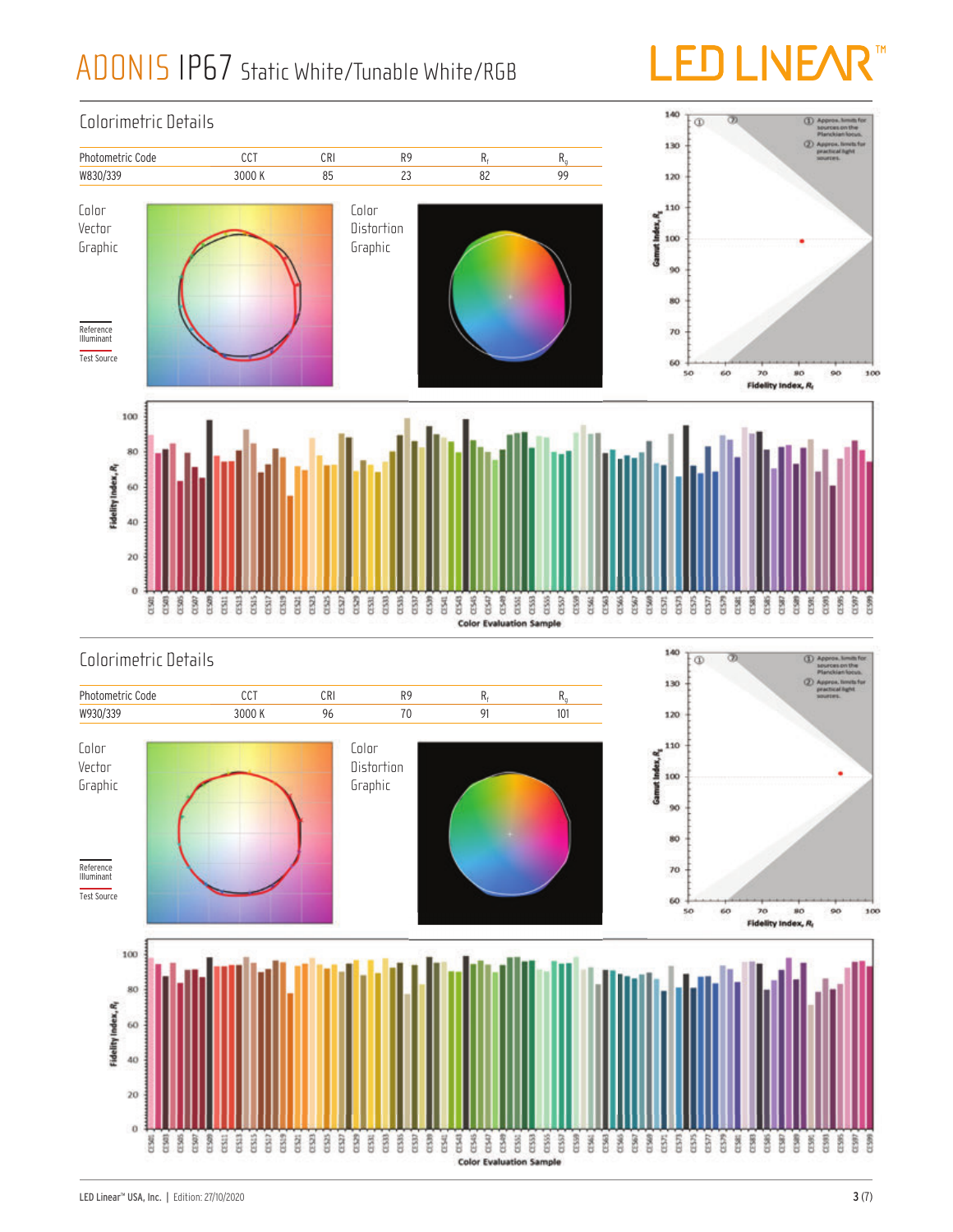# ADONIS IP67 Static White/Tunable White/RGB

LED LINEAR™

## Colorimetric Details

| Photometric Code | CCT | CRI | R9 | $R_f$ | $R_g$ |
|---|---|---|---|---|---|
| W830/339 | 3000 K | 85 | 23 | 82 | 99 |

Color Vector Graphic

Reference Illuminant

Test Source

Color Distortion Graphic

140
130
120
110
100
90
80
70
60
Gamut Index, $R_g$
50 60 70 80 90 100
Fidelity Index, $R_f$
① Approx. limits for sources on the Planckian locus.
② Approx. limits for practical light sources.

Fidelity Index, $R_f$
100
80
60
40
20
0
Color Evaluation Sample
CES01 … CES99

## Colorimetric Details

| Photometric Code | CCT | CRI | R9 | $R_f$ | $R_g$ |
|---|---|---|---|---|---|
| W930/339 | 3000 K | 96 | 70 | 91 | 101 |

Color Vector Graphic

Reference Illuminant

Test Source

Color Distortion Graphic

140
130
120
110
100
90
80
70
60
Gamut Index, $R_g$
50 60 70 80 90 100
Fidelity Index, $R_f$
① Approx. limits for sources on the Planckian locus.
② Approx. limits for practical light sources.

Fidelity Index, $R_f$
100
80
60
40
20
0
Color Evaluation Sample
CES01 … CES99

LED Linear™ USA, Inc. | Edition: 27/10/2020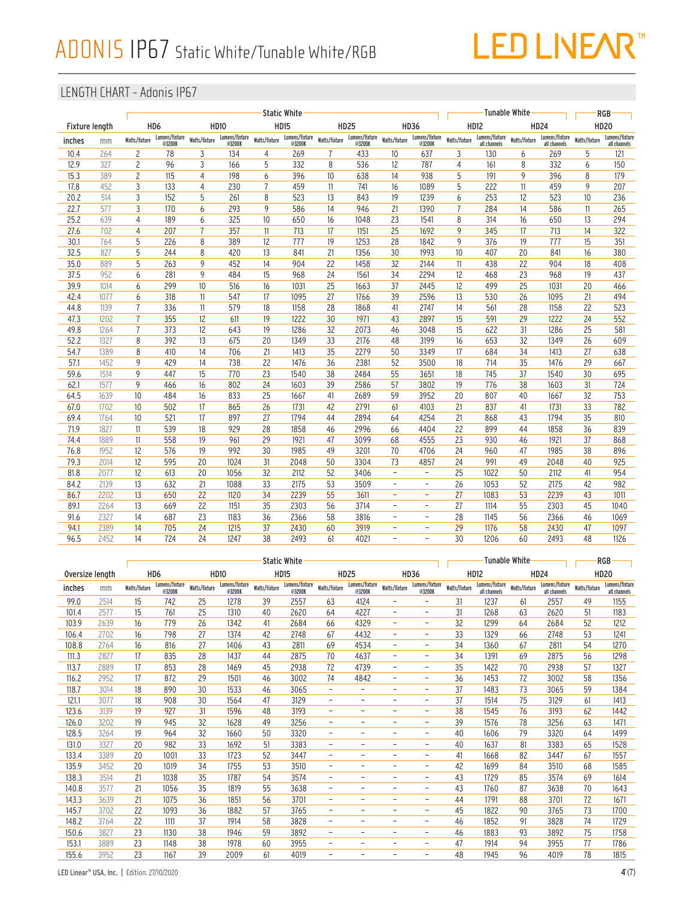# ADONIS IP67 Static White/Tunable White/RGB

LED LINEAR™

## LENGTH CHART - Adonis IP67

| Fixture length | | Static White | | | | | | | | | | Tunable White | | | | RGB | |
|---|---|---|---|---|---|---|---|---|---|---|---|---|---|---|---|---|---|
| | | HD6 | | HD10 | | HD15 | | HD25 | | HD36 | | HD12 | | HD24 | | HD20 | |
| inches | mm | Watts/fixture | Lumens/fixture @3200K | Watts/fixture | Lumens/fixture @3200K | Watts/fixture | Lumens/fixture @3200K | Watts/fixture | Lumens/fixture @3200K | Watts/fixture | Lumens/fixture @3200K | Watts/fixture | Lumens/fixture all channels | Watts/fixture | Lumens/fixture all channels | Watts/fixture | Lumens/fixture all channels |
| 10.4 | 264 | 2 | 78 | 3 | 134 | 4 | 269 | 7 | 433 | 10 | 637 | 3 | 130 | 6 | 269 | 5 | 121 |
| 12.9 | 327 | 2 | 96 | 3 | 166 | 5 | 332 | 8 | 536 | 12 | 787 | 4 | 161 | 8 | 332 | 6 | 150 |
| 15.3 | 389 | 2 | 115 | 4 | 198 | 6 | 396 | 10 | 638 | 14 | 938 | 5 | 191 | 9 | 396 | 8 | 179 |
| 17.8 | 452 | 3 | 133 | 4 | 230 | 7 | 459 | 11 | 741 | 16 | 1089 | 5 | 222 | 11 | 459 | 9 | 207 |
| 20.2 | 514 | 3 | 152 | 5 | 261 | 8 | 523 | 13 | 843 | 19 | 1239 | 6 | 253 | 12 | 523 | 10 | 236 |
| 22.7 | 577 | 3 | 170 | 6 | 293 | 9 | 586 | 14 | 946 | 21 | 1390 | 7 | 284 | 14 | 586 | 11 | 265 |
| 25.2 | 639 | 4 | 189 | 6 | 325 | 10 | 650 | 16 | 1048 | 23 | 1541 | 8 | 314 | 16 | 650 | 13 | 294 |
| 27.6 | 702 | 4 | 207 | 7 | 357 | 11 | 713 | 17 | 1151 | 25 | 1692 | 9 | 345 | 17 | 713 | 14 | 322 |
| 30.1 | 764 | 5 | 226 | 8 | 389 | 12 | 777 | 19 | 1253 | 28 | 1842 | 9 | 376 | 19 | 777 | 15 | 351 |
| 32.5 | 827 | 5 | 244 | 8 | 420 | 13 | 841 | 21 | 1356 | 30 | 1993 | 10 | 407 | 20 | 841 | 16 | 380 |
| 35.0 | 889 | 5 | 263 | 9 | 452 | 14 | 904 | 22 | 1458 | 32 | 2144 | 11 | 438 | 22 | 904 | 18 | 408 |
| 37.5 | 952 | 6 | 281 | 9 | 484 | 15 | 968 | 24 | 1561 | 34 | 2294 | 12 | 468 | 23 | 968 | 19 | 437 |
| 39.9 | 1014 | 6 | 299 | 10 | 516 | 16 | 1031 | 25 | 1663 | 37 | 2445 | 12 | 499 | 25 | 1031 | 20 | 466 |
| 42.4 | 1077 | 6 | 318 | 11 | 547 | 17 | 1095 | 27 | 1766 | 39 | 2596 | 13 | 530 | 26 | 1095 | 21 | 494 |
| 44.8 | 1139 | 7 | 336 | 11 | 579 | 18 | 1158 | 28 | 1868 | 41 | 2747 | 14 | 561 | 28 | 1158 | 22 | 523 |
| 47.3 | 1202 | 7 | 355 | 12 | 611 | 19 | 1222 | 30 | 1971 | 43 | 2897 | 15 | 591 | 29 | 1222 | 24 | 552 |
| 49.8 | 1264 | 7 | 373 | 12 | 643 | 19 | 1286 | 32 | 2073 | 46 | 3048 | 15 | 622 | 31 | 1286 | 25 | 581 |
| 52.2 | 1327 | 8 | 392 | 13 | 675 | 20 | 1349 | 33 | 2176 | 48 | 3199 | 16 | 653 | 32 | 1349 | 26 | 609 |
| 54.7 | 1389 | 8 | 410 | 14 | 706 | 21 | 1413 | 35 | 2279 | 50 | 3349 | 17 | 684 | 34 | 1413 | 27 | 638 |
| 57.1 | 1452 | 9 | 429 | 14 | 738 | 22 | 1476 | 36 | 2381 | 52 | 3500 | 18 | 714 | 35 | 1476 | 29 | 667 |
| 59.6 | 1514 | 9 | 447 | 15 | 770 | 23 | 1540 | 38 | 2484 | 55 | 3651 | 18 | 745 | 37 | 1540 | 30 | 695 |
| 62.1 | 1577 | 9 | 466 | 16 | 802 | 24 | 1603 | 39 | 2586 | 57 | 3802 | 19 | 776 | 38 | 1603 | 31 | 724 |
| 64.5 | 1639 | 10 | 484 | 16 | 833 | 25 | 1667 | 41 | 2689 | 59 | 3952 | 20 | 807 | 40 | 1667 | 32 | 753 |
| 67.0 | 1702 | 10 | 502 | 17 | 865 | 26 | 1731 | 42 | 2791 | 61 | 4103 | 21 | 837 | 41 | 1731 | 33 | 782 |
| 69.4 | 1764 | 10 | 521 | 17 | 897 | 27 | 1794 | 44 | 2894 | 64 | 4254 | 21 | 868 | 43 | 1794 | 35 | 810 |
| 71.9 | 1827 | 11 | 539 | 18 | 929 | 28 | 1858 | 46 | 2996 | 66 | 4404 | 22 | 899 | 44 | 1858 | 36 | 839 |
| 74.4 | 1889 | 11 | 558 | 19 | 961 | 29 | 1921 | 47 | 3099 | 68 | 4555 | 23 | 930 | 46 | 1921 | 37 | 868 |
| 76.8 | 1952 | 12 | 576 | 19 | 992 | 30 | 1985 | 49 | 3201 | 70 | 4706 | 24 | 960 | 47 | 1985 | 38 | 896 |
| 79.3 | 2014 | 12 | 595 | 20 | 1024 | 31 | 2048 | 50 | 3304 | 73 | 4857 | 24 | 991 | 49 | 2048 | 40 | 925 |
| 81.8 | 2077 | 12 | 613 | 20 | 1056 | 32 | 2112 | 52 | 3406 | – | – | 25 | 1022 | 50 | 2112 | 41 | 954 |
| 84.2 | 2139 | 13 | 632 | 21 | 1088 | 33 | 2175 | 53 | 3509 | – | – | 26 | 1053 | 52 | 2175 | 42 | 982 |
| 86.7 | 2202 | 13 | 650 | 22 | 1120 | 34 | 2239 | 55 | 3611 | – | – | 27 | 1083 | 53 | 2239 | 43 | 1011 |
| 89.1 | 2264 | 13 | 669 | 22 | 1151 | 35 | 2303 | 56 | 3714 | – | – | 27 | 1114 | 55 | 2303 | 45 | 1040 |
| 91.6 | 2327 | 14 | 687 | 23 | 1183 | 36 | 2366 | 58 | 3816 | – | – | 28 | 1145 | 56 | 2366 | 46 | 1069 |
| 94.1 | 2389 | 14 | 705 | 24 | 1215 | 37 | 2430 | 60 | 3919 | – | – | 29 | 1176 | 58 | 2430 | 47 | 1097 |
| 96.5 | 2452 | 14 | 724 | 24 | 1247 | 38 | 2493 | 61 | 4021 | – | – | 30 | 1206 | 60 | 2493 | 48 | 1126 |

| Oversize length | | Static White | | | | | | | | | | Tunable White | | | | RGB | |
|---|---|---|---|---|---|---|---|---|---|---|---|---|---|---|---|---|---|
| | | HD6 | | HD10 | | HD15 | | HD25 | | HD36 | | HD12 | | HD24 | | HD20 | |
| inches | mm | Watts/fixture | Lumens/fixture @3200K | Watts/fixture | Lumens/fixture @3200K | Watts/fixture | Lumens/fixture @3200K | Watts/fixture | Lumens/fixture @3200K | Watts/fixture | Lumens/fixture @3200K | Watts/fixture | Lumens/fixture all channels | Watts/fixture | Lumens/fixture all channels | Watts/fixture | Lumens/fixture all channels |
| 99.0 | 2514 | 15 | 742 | 25 | 1278 | 39 | 2557 | 63 | 4124 | – | – | 31 | 1237 | 61 | 2557 | 49 | 1155 |
| 101.4 | 2577 | 15 | 761 | 25 | 1310 | 40 | 2620 | 64 | 4227 | – | – | 31 | 1268 | 63 | 2620 | 51 | 1183 |
| 103.9 | 2639 | 16 | 779 | 26 | 1342 | 41 | 2684 | 66 | 4329 | – | – | 32 | 1299 | 64 | 2684 | 52 | 1212 |
| 106.4 | 2702 | 16 | 798 | 27 | 1374 | 42 | 2748 | 67 | 4432 | – | – | 33 | 1329 | 66 | 2748 | 53 | 1241 |
| 108.8 | 2764 | 16 | 816 | 27 | 1406 | 43 | 2811 | 69 | 4534 | – | – | 34 | 1360 | 67 | 2811 | 54 | 1270 |
| 111.3 | 2827 | 17 | 835 | 28 | 1437 | 44 | 2875 | 70 | 4637 | – | – | 34 | 1391 | 69 | 2875 | 56 | 1298 |
| 113.7 | 2889 | 17 | 853 | 28 | 1469 | 45 | 2938 | 72 | 4739 | – | – | 35 | 1422 | 70 | 2938 | 57 | 1327 |
| 116.2 | 2952 | 17 | 872 | 29 | 1501 | 46 | 3002 | 74 | 4842 | – | – | 36 | 1453 | 72 | 3002 | 58 | 1356 |
| 118.7 | 3014 | 18 | 890 | 30 | 1533 | 46 | 3065 | – | – | – | – | 37 | 1483 | 73 | 3065 | 59 | 1384 |
| 121.1 | 3077 | 18 | 908 | 30 | 1564 | 47 | 3129 | – | – | – | – | 37 | 1514 | 75 | 3129 | 61 | 1413 |
| 123.6 | 3139 | 19 | 927 | 31 | 1596 | 48 | 3193 | – | – | – | – | 38 | 1545 | 76 | 3193 | 62 | 1442 |
| 126.0 | 3202 | 19 | 945 | 32 | 1628 | 49 | 3256 | – | – | – | – | 39 | 1576 | 78 | 3256 | 63 | 1471 |
| 128.5 | 3264 | 19 | 964 | 32 | 1660 | 50 | 3320 | – | – | – | – | 40 | 1606 | 79 | 3320 | 64 | 1499 |
| 131.0 | 3327 | 20 | 982 | 33 | 1692 | 51 | 3383 | – | – | – | – | 40 | 1637 | 81 | 3383 | 65 | 1528 |
| 133.4 | 3389 | 20 | 1001 | 33 | 1723 | 52 | 3447 | – | – | – | – | 41 | 1668 | 82 | 3447 | 67 | 1557 |
| 135.9 | 3452 | 20 | 1019 | 34 | 1755 | 53 | 3510 | – | – | – | – | 42 | 1699 | 84 | 3510 | 68 | 1585 |
| 138.3 | 3514 | 21 | 1038 | 35 | 1787 | 54 | 3574 | – | – | – | – | 43 | 1729 | 85 | 3574 | 69 | 1614 |
| 140.8 | 3577 | 21 | 1056 | 35 | 1819 | 55 | 3638 | – | – | – | – | 43 | 1760 | 87 | 3638 | 70 | 1643 |
| 143.3 | 3639 | 21 | 1075 | 36 | 1851 | 56 | 3701 | – | – | – | – | 44 | 1791 | 88 | 3701 | 72 | 1671 |
| 145.7 | 3702 | 22 | 1093 | 36 | 1882 | 57 | 3765 | – | – | – | – | 45 | 1822 | 90 | 3765 | 73 | 1700 |
| 148.2 | 3764 | 22 | 1111 | 37 | 1914 | 58 | 3828 | – | – | – | – | 46 | 1852 | 91 | 3828 | 74 | 1729 |
| 150.6 | 3827 | 23 | 1130 | 38 | 1946 | 59 | 3892 | – | – | – | – | 46 | 1883 | 93 | 3892 | 75 | 1758 |
| 153.1 | 3889 | 23 | 1148 | 38 | 1978 | 60 | 3955 | – | – | – | – | 47 | 1914 | 94 | 3955 | 77 | 1786 |
| 155.6 | 3952 | 23 | 1167 | 39 | 2009 | 61 | 4019 | – | – | – | – | 48 | 1945 | 96 | 4019 | 78 | 1815 |

LED Linear™ USA, Inc. | Edition: 27/10/2020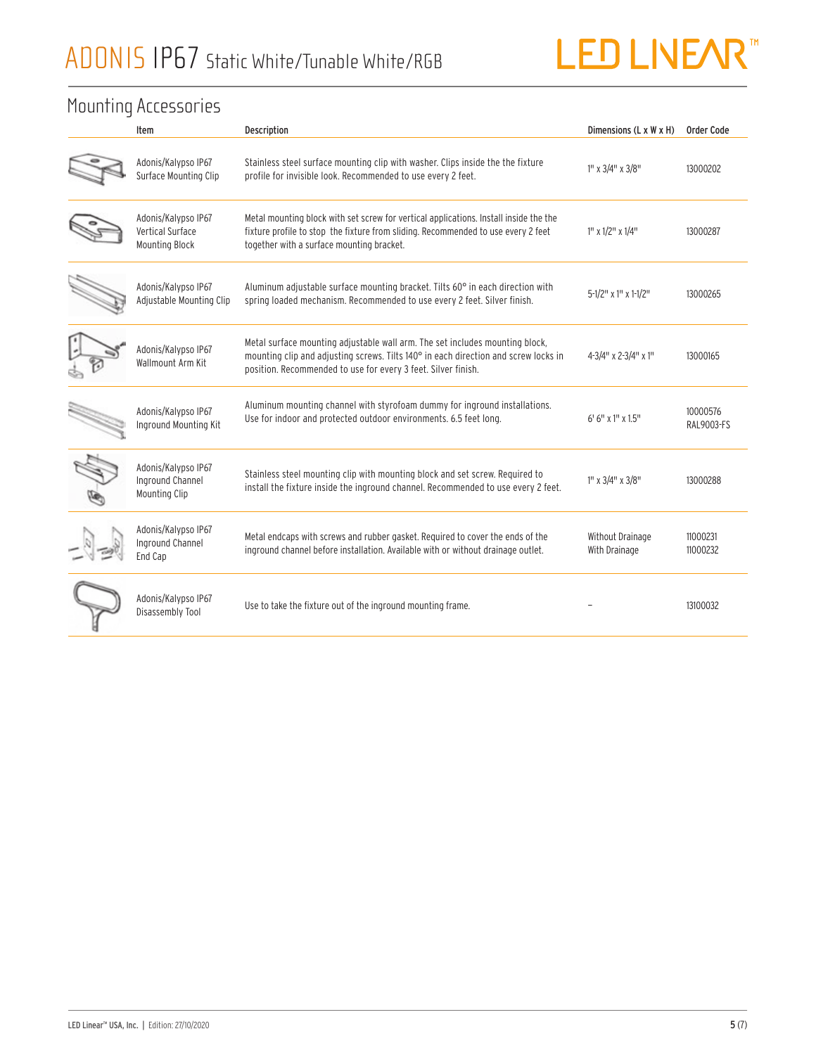## Mounting Accessories

| Item | Description | Dimensions (L x W x H) | Order Code |
| --- | --- | --- | --- |
| Adonis/Kalypso IP67 Surface Mounting Clip | Stainless steel surface mounting clip with washer. Clips inside the the fixture profile for invisible look. Recommended to use every 2 feet. | 1" x 3/4" x 3/8" | 13000202 |
| Adonis/Kalypso IP67 Vertical Surface Mounting Block | Metal mounting block with set screw for vertical applications. Install inside the the fixture profile to stop the fixture from sliding. Recommended to use every 2 feet together with a surface mounting bracket. | 1" x 1/2" x 1/4" | 13000287 |
| Adonis/Kalypso IP67 Adjustable Mounting Clip | Aluminum adjustable surface mounting bracket. Tilts 60° in each direction with spring loaded mechanism. Recommended to use every 2 feet. Silver finish. | 5-1/2" x 1" x 1-1/2" | 13000265 |
| Adonis/Kalypso IP67 Wallmount Arm Kit | Metal surface mounting adjustable wall arm. The set includes mounting block, mounting clip and adjusting screws. Tilts 140° in each direction and screw locks in position. Recommended to use for every 3 feet. Silver finish. | 4-3/4" x 2-3/4" x 1" | 13000165 |
| Adonis/Kalypso IP67 Inground Mounting Kit | Aluminum mounting channel with styrofoam dummy for inground installations. Use for indoor and protected outdoor environments. 6.5 feet long. | 6' 6" x 1" x 1.5" | 10000576 RAL9003-FS |
| Adonis/Kalypso IP67 Inground Channel Mounting Clip | Stainless steel mounting clip with mounting block and set screw. Required to install the fixture inside the inground channel. Recommended to use every 2 feet. | 1" x 3/4" x 3/8" | 13000288 |
| Adonis/Kalypso IP67 Inground Channel End Cap | Metal endcaps with screws and rubber gasket. Required to cover the ends of the inground channel before installation. Available with or without drainage outlet. | Without Drainage<br>With Drainage | 11000231<br>11000232 |
| Adonis/Kalypso IP67 Disassembly Tool | Use to take the fixture out of the inground mounting frame. | – | 13100032 |

LED Linear™ USA, Inc. | Edition: 27/10/2020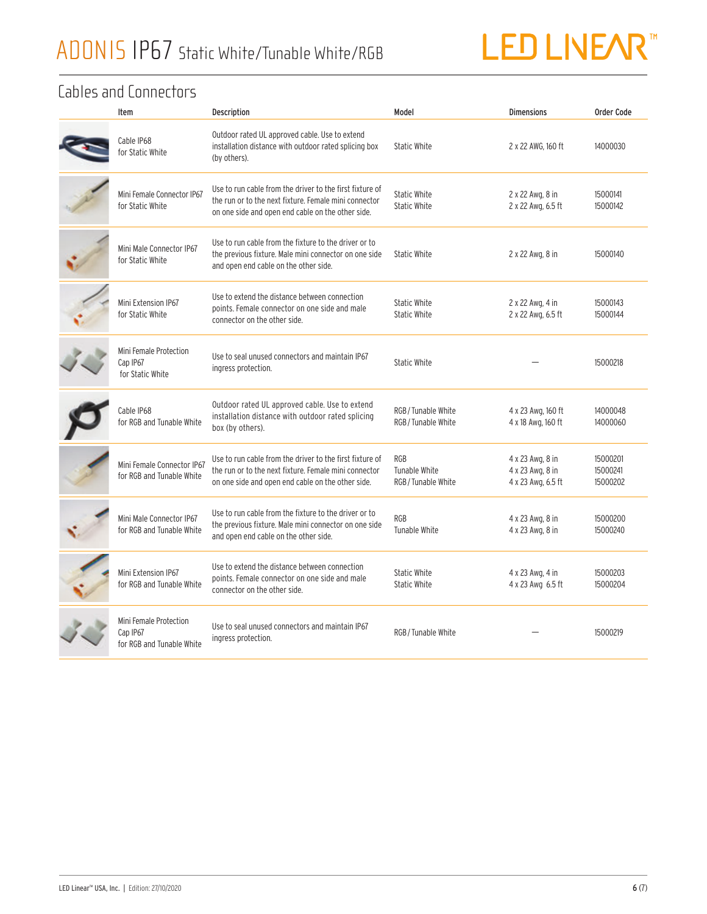# ADONIS IP67 Static White/Tunable White/RGB

## Cables and Connectors

| Item | Description | Model | Dimensions | Order Code |
|---|---|---|---|---|
| Cable IP68 for Static White | Outdoor rated UL approved cable. Use to extend installation distance with outdoor rated splicing box (by others). | Static White | 2 x 22 AWG, 160 ft | 14000030 |
| Mini Female Connector IP67 for Static White | Use to run cable from the driver to the first fixture of the run or to the next fixture. Female mini connector on one side and open end cable on the other side. | Static White<br>Static White | 2 x 22 Awg, 8 in<br>2 x 22 Awg, 6.5 ft | 15000141<br>15000142 |
| Mini Male Connector IP67 for Static White | Use to run cable from the fixture to the driver or to the previous fixture. Male mini connector on one side and open end cable on the other side. | Static White | 2 x 22 Awg, 8 in | 15000140 |
| Mini Extension IP67 for Static White | Use to extend the distance between connection points. Female connector on one side and male connector on the other side. | Static White<br>Static White | 2 x 22 Awg, 4 in<br>2 x 22 Awg, 6.5 ft | 15000143<br>15000144 |
| Mini Female Protection Cap IP67 for Static White | Use to seal unused connectors and maintain IP67 ingress protection. | Static White | – | 15000218 |
| Cable IP68 for RGB and Tunable White | Outdoor rated UL approved cable. Use to extend installation distance with outdoor rated splicing box (by others). | RGB / Tunable White<br>RGB / Tunable White | 4 x 23 Awg, 160 ft<br>4 x 18 Awg, 160 ft | 14000048<br>14000060 |
| Mini Female Connector IP67 for RGB and Tunable White | Use to run cable from the driver to the first fixture of the run or to the next fixture. Female mini connector on one side and open end cable on the other side. | RGB<br>Tunable White<br>RGB / Tunable White | 4 x 23 Awg, 8 in<br>4 x 23 Awg, 8 in<br>4 x 23 Awg, 6.5 ft | 15000201<br>15000241<br>15000202 |
| Mini Male Connector IP67 for RGB and Tunable White | Use to run cable from the fixture to the driver or to the previous fixture. Male mini connector on one side and open end cable on the other side. | RGB<br>Tunable White | 4 x 23 Awg, 8 in<br>4 x 23 Awg, 8 in | 15000200<br>15000240 |
| Mini Extension IP67 for RGB and Tunable White | Use to extend the distance between connection points. Female connector on one side and male connector on the other side. | Static White<br>Static White | 4 x 23 Awg, 4 in<br>4 x 23 Awg 6.5 ft | 15000203<br>15000204 |
| Mini Female Protection Cap IP67 for RGB and Tunable White | Use to seal unused connectors and maintain IP67 ingress protection. | RGB / Tunable White | – | 15000219 |

LED Linear™ USA, Inc. | Edition: 27/10/2020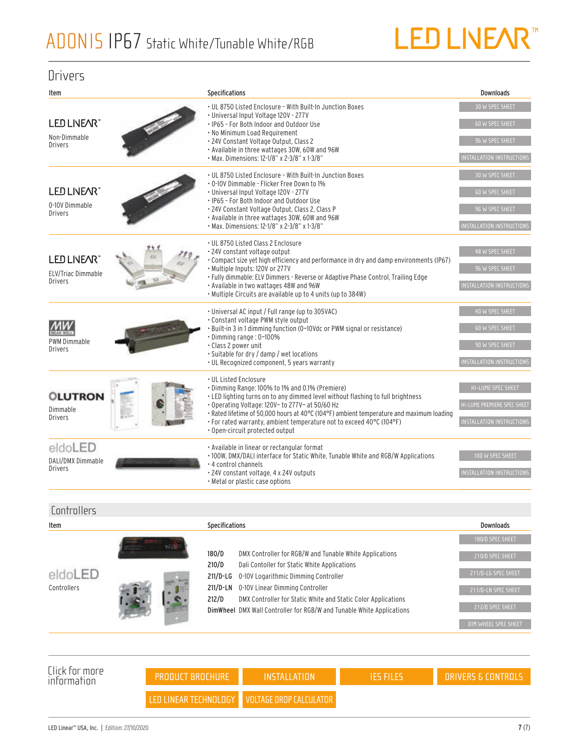# ADONIS IP67 Static White/Tunable White/RGB

LED LINEAR™

## Drivers

| Item | Specifications | Downloads |
|---|---|---|
| LED LINEAR™ Non-Dimmable Drivers | • UL 8750 Listed Enclosure - With Built-In Junction Boxes<br>• Universal Input Voltage 120V - 277V<br>• IP65 - For Both Indoor and Outdoor Use<br>• No Minimum Load Requirement<br>• 24V Constant Voltage Output, Class 2<br>• Available in three wattages 30W, 60W and 96W<br>• Max. Dimensions: 12-1/8" x 2-3/8" x 1-3/8" | 30 W SPEC SHEET<br>60 W SPEC SHEET<br>96 W SPEC SHEET<br>INSTALLATION INSTRUCTIONS |
| LED LINEAR™ 0-10V Dimmable Drivers | • UL 8750 Listed Enclosure - With Built-In Junction Boxes<br>• 0-10V Dimmable - Flicker Free Down to 1%<br>• Universal Input Voltage 120V - 277V<br>• IP65 - For Both Indoor and Outdoor Use<br>• 24V Constant Voltage Output, Class 2, Class P<br>• Available in three wattages 30W, 60W and 96W<br>• Max. Dimensions: 12-1/8" x 2-3/8" x 1-3/8" | 30 W SPEC SHEET<br>60 W SPEC SHEET<br>96 W SPEC SHEET<br>INSTALLATION INSTRUCTIONS |
| LED LINEAR™ ELV/Triac Dimmable Drivers | • UL 8750 Listed Class 2 Enclosure<br>• 24V constant voltage output<br>• Compact size yet high efficiency and performance in dry and damp environments (IP67)<br>• Multiple Inputs: 120V or 277V<br>• Fully dimmable: ELV Dimmers - Reverse or Adaptive Phase Control, Trailing Edge<br>• Available in two wattages 48W and 96W<br>• Multiple Circuits are available up to 4 units (up to 384W) | 48 W SPEC SHEET<br>96 W SPEC SHEET<br>INSTALLATION INSTRUCTIONS |
| MW MEAN WELL PWM Dimmable Drivers | • Universal AC input / Full range (up to 305VAC)<br>• Constant voltage PWM style output<br>• Built-in 3 in 1 dimming function (0~10Vdc or PWM signal or resistance)<br>• Dimming range : 0~100%<br>• Class 2 power unit<br>• Suitable for dry / damp / wet locations<br>• UL Recognized component, 5 years warranty | 40 W SPEC SHEET<br>60 W SPEC SHEET<br>90 W SPEC SHEET<br>INSTALLATION INSTRUCTIONS |
| LUTRON Dimmable Drivers | • UL Listed Enclosure<br>• Dimming Range: 100% to 1% and 0.1% (Premiere)<br>• LED lighting turns on to any dimmed level without flashing to full brightness<br>• Operating Voltage: 120V~ to 277V~ at 50/60 Hz<br>• Rated lifetime of 50,000 hours at 40°C (104°F) ambient temperature and maximum loading<br>• For rated warranty, ambient temperature not to exceed 40°C (104°F)<br>• Open-circuit protected output | HI-LUME SPEC SHEET<br>HI-LUME PREMIERE SPEC SHEET<br>INSTALLATION INSTRUCTIONS |
| eldoLED DALI/DMX Dimmable Drivers | • Available in linear or rectangular format<br>• 100W, DMX/DALI interface for Static White, Tunable White and RGB/W Applications<br>• 4 control channels<br>• 24V constant voltage, 4 x 24V outputs<br>• Metal or plastic case options | 100 W SPEC SHEET<br>INSTALLATION INSTRUCTIONS |

## Controllers

| Item | Specifications | | Downloads |
|---|---|---|---|
| eldoLED Controllers | 180/D | DMX Controller for RGB/W and Tunable White Applications | 180/D SPEC SHEET |
| | 210/D | Dali Contoller for Static White Applications | 210/D SPEC SHEET |
| | 211/D-LG | 0-10V Logarithmic Dimming Controller | 211/D-LG SPEC SHEET |
| | 211/D-LN | 0-10V Linear Dimming Controller | 211/D-LN SPEC SHEET |
| | 212/D | DMX Controller for Static White and Static Color Applications | 212/D SPEC SHEET |
| | DimWheel | DMX Wall Controller for RGB/W and Tunable White Applications | DIM WHEEL SPEC SHEET |

Click for more information

PRODUCT BROCHURE | INSTALLATION | IES FILES | DRIVERS & CONTROLS | LED LINEAR TECHNOLOGY | VOLTAGE DROP CALCULATOR

LED Linear™ USA, Inc. | Edition: 27/10/2020